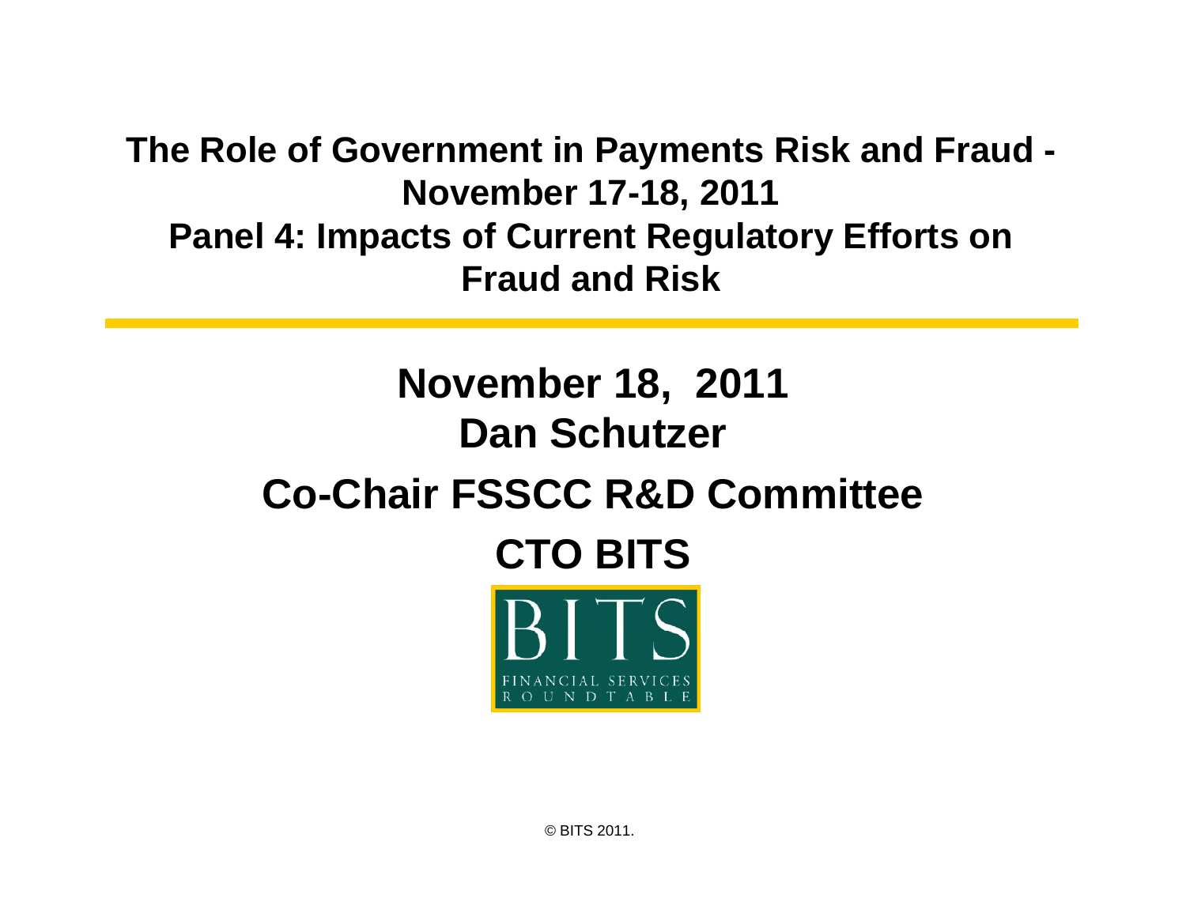# The Role of Government in Payments Risk and Fraud - November 17-18, 2011

## Panel 4: Impacts of Current Regulatory Efforts on Fraud and Risk

**November 18, 2011**

**Dan Schutzer**

**Co-Chair FSSCC R&D Committee**

**CTO BITS**

BITS
FINANCIAL SERVICES ROUNDTABLE

© BITS 2011.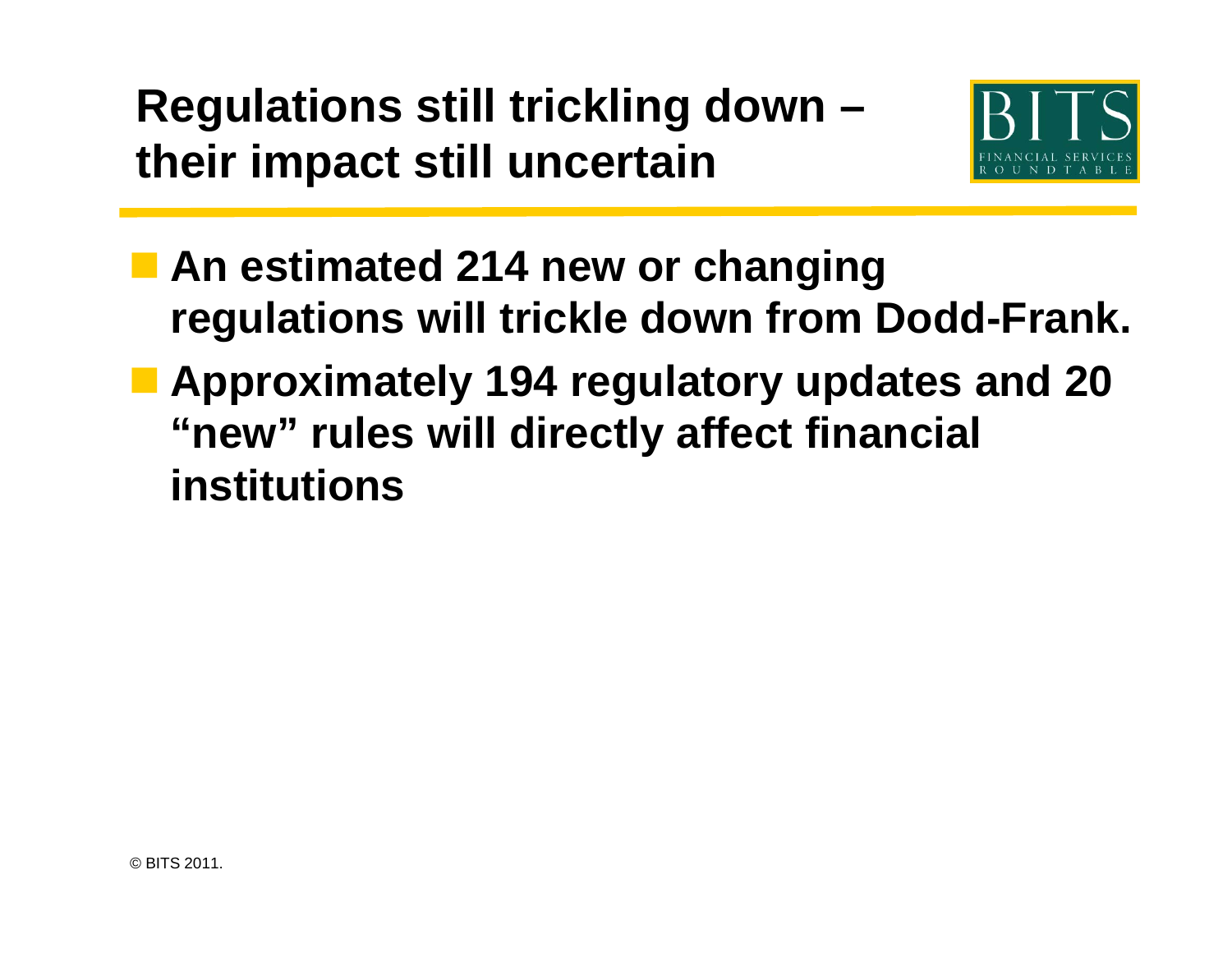# Regulations still trickling down – their impact still uncertain

- **An estimated 214 new or changing regulations will trickle down from Dodd-Frank.**
- **Approximately 194 regulatory updates and 20 "new" rules will directly affect financial institutions**

© BITS 2011.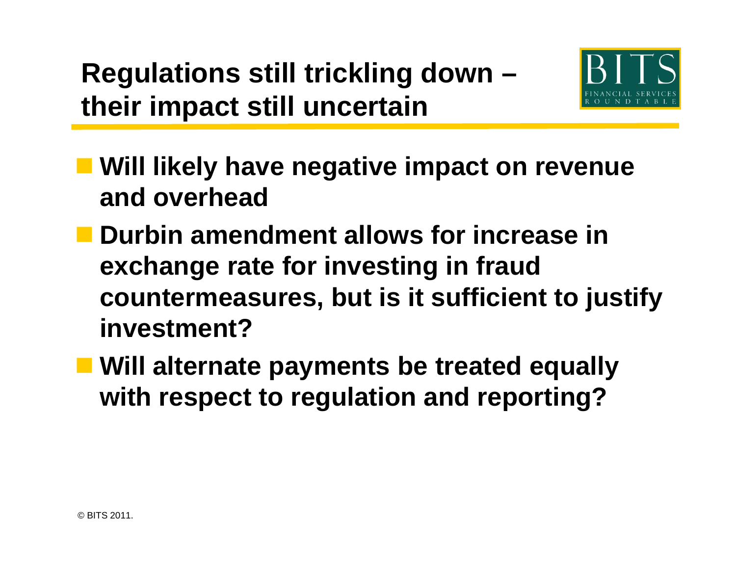# Regulations still trickling down – their impact still uncertain

- **Will likely have negative impact on revenue and overhead**
- **Durbin amendment allows for increase in exchange rate for investing in fraud countermeasures, but is it sufficient to justify investment?**
- **Will alternate payments be treated equally with respect to regulation and reporting?**

© BITS 2011.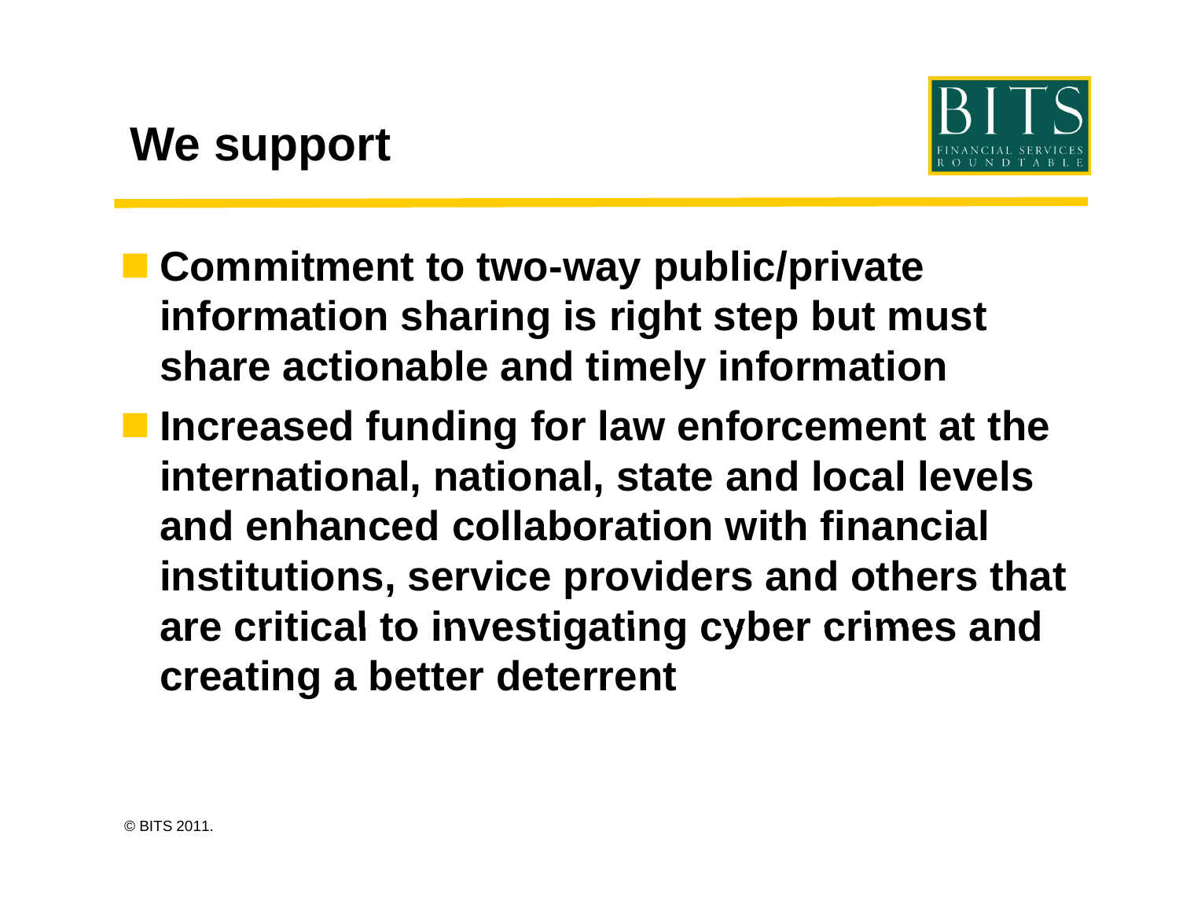# We support

- Commitment to two-way public/private information sharing is right step but must share actionable and timely information
- Increased funding for law enforcement at the international, national, state and local levels and enhanced collaboration with financial institutions, service providers and others that are critical to investigating cyber crimes and creating a better deterrent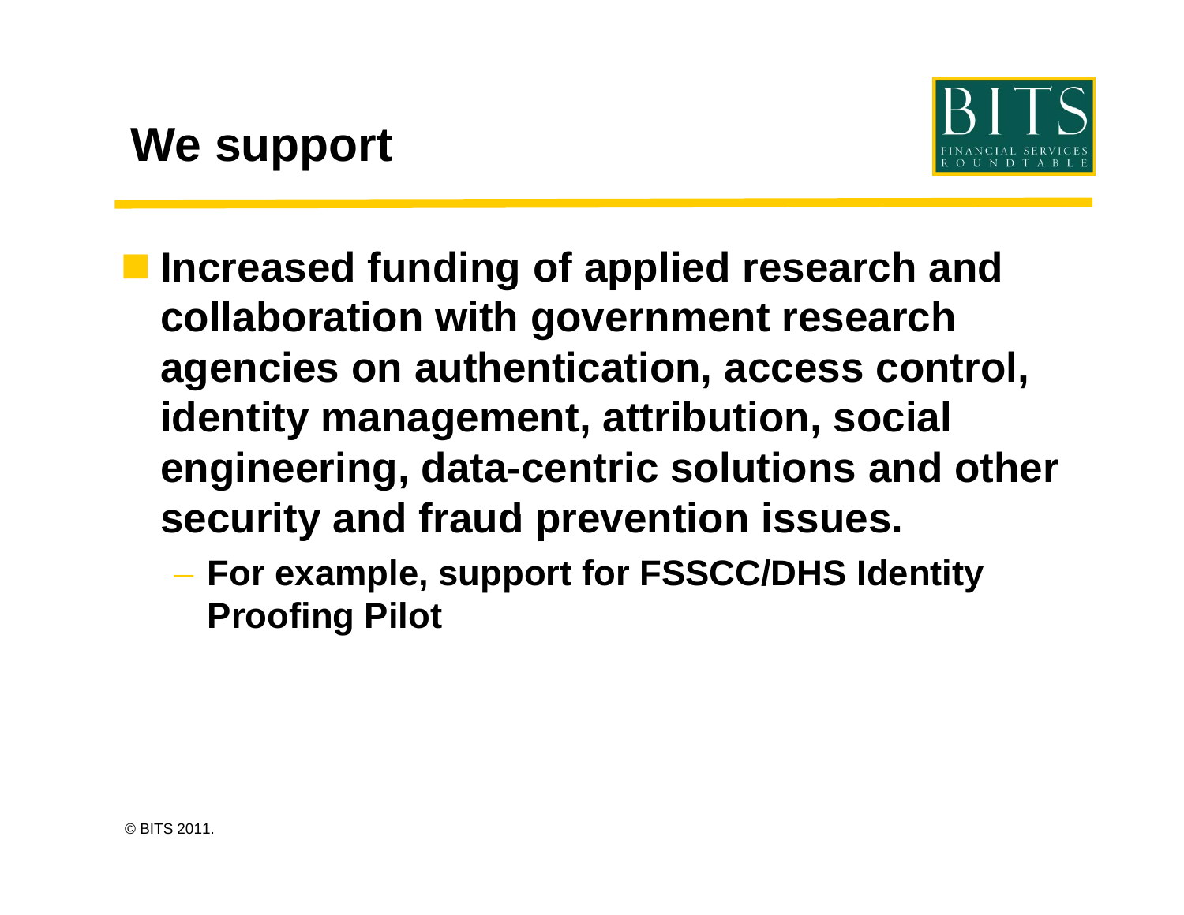# We support

- Increased funding of applied research and collaboration with government research agencies on authentication, access control, identity management, attribution, social engineering, data-centric solutions and other security and fraud prevention issues.
  - For example, support for FSSCC/DHS Identity Proofing Pilot

© BITS 2011.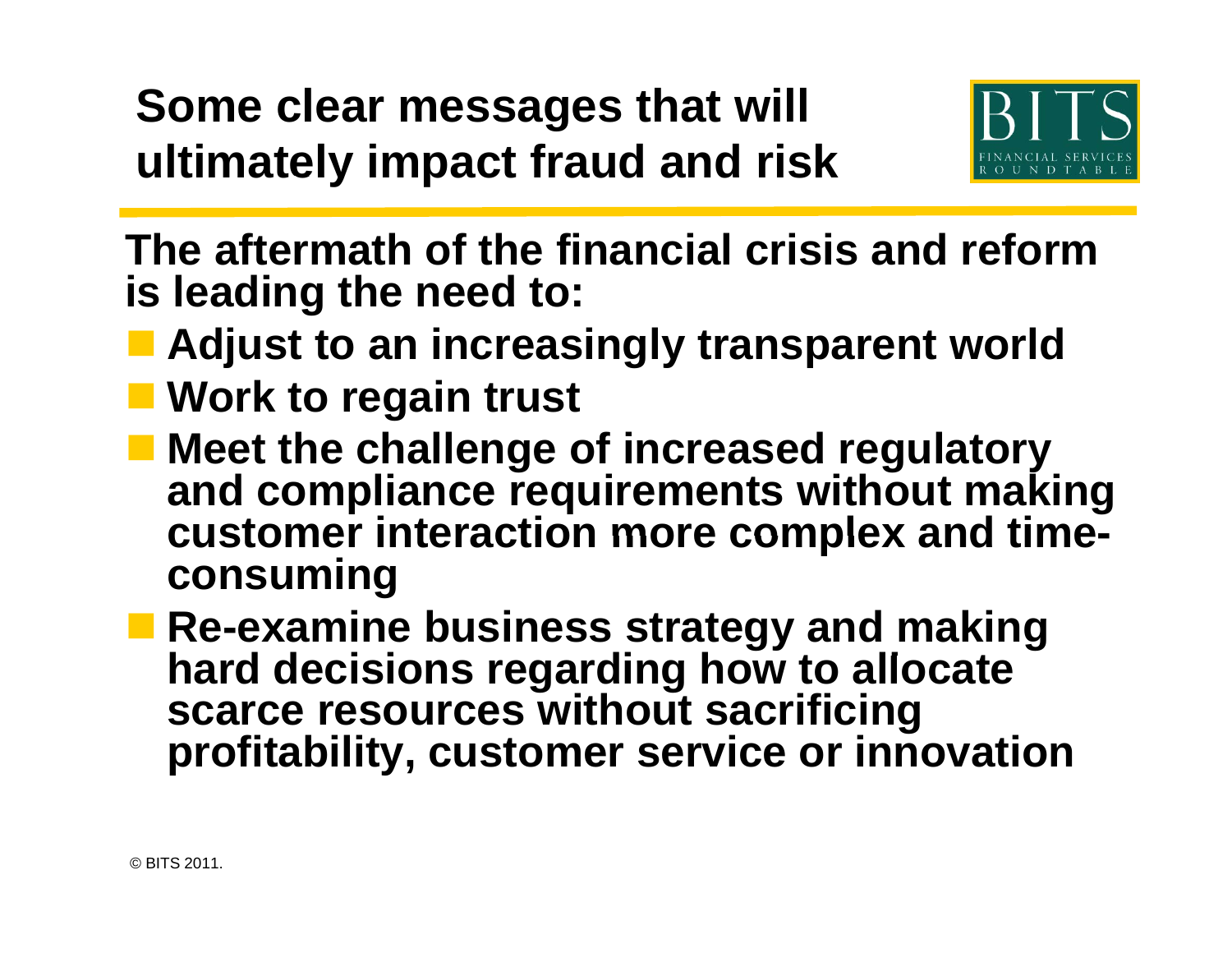# Some clear messages that will ultimately impact fraud and risk

**The aftermath of the financial crisis and reform is leading the need to:**

- **Adjust to an increasingly transparent world**
- **Work to regain trust**
- **Meet the challenge of increased regulatory and compliance requirements without making customer interaction more complex and time-consuming**
- **Re-examine business strategy and making hard decisions regarding how to allocate scarce resources without sacrificing profitability, customer service or innovation**

© BITS 2011.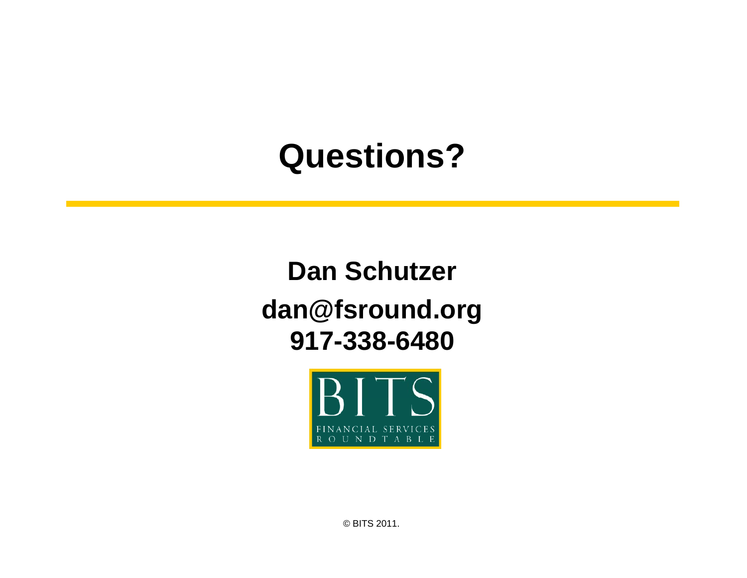# Questions?

**Dan Schutzer**

**dan@fsround.org**

**917-338-6480**

BITS

FINANCIAL SERVICES ROUNDTABLE

© BITS 2011.